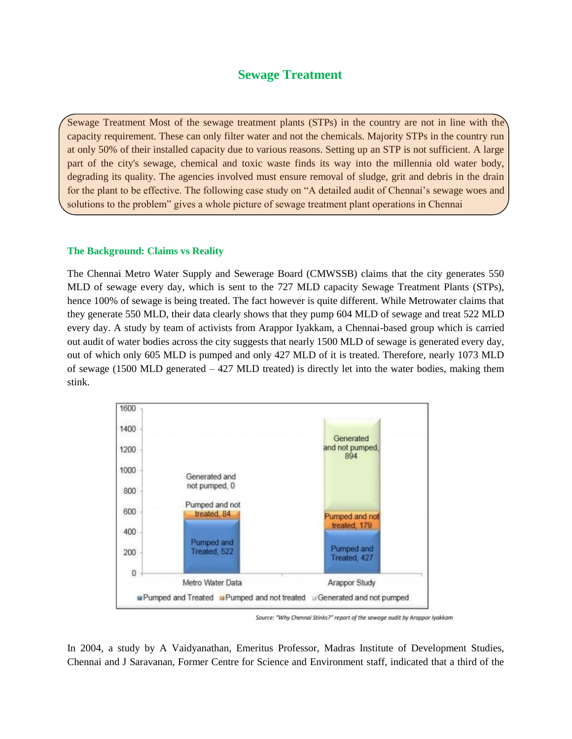# Sewage Treatment

Sewage Treatment Most of the sewage treatment plants (STPs) in the country are not in line with the capacity requirement. These can only filter water and not the chemicals. Majority STPs in the country run at only 50% of their installed capacity due to various reasons. Setting up an STP is not sufficient. A large part of the city's sewage, chemical and toxic waste finds its way into the millennia old water body, degrading its quality. The agencies involved must ensure removal of sludge, grit and debris in the drain for the plant to be effective. The following case study on "A detailed audit of Chennai's sewage woes and solutions to the problem" gives a whole picture of sewage treatment plant operations in Chennai

### The Background: Claims vs Reality

The Chennai Metro Water Supply and Sewerage Board (CMWSSB) claims that the city generates 550 MLD of sewage every day, which is sent to the 727 MLD capacity Sewage Treatment Plants (STPs), hence 100% of sewage is being treated. The fact however is quite different. While Metrowater claims that they generate 550 MLD, their data clearly shows that they pump 604 MLD of sewage and treat 522 MLD every day. A study by team of activists from Arappor Iyakkam, a Chennai-based group which is carried out audit of water bodies across the city suggests that nearly 1500 MLD of sewage is generated every day, out of which only 605 MLD is pumped and only 427 MLD of it is treated. Therefore, nearly 1073 MLD of sewage (1500 MLD generated – 427 MLD treated) is directly let into the water bodies, making them stink.

| | Metro Water Data | Arappor Study |
|---|---|---|
| Pumped and Treated | 522 | 427 |
| Pumped and not treated | 84 | 179 |
| Generated and not pumped | 0 | 894 |

*Source: "Why Chennai Stinks?" report of the sewage audit by Arappor Iyakkam*

In 2004, a study by A Vaidyanathan, Emeritus Professor, Madras Institute of Development Studies, Chennai and J Saravanan, Former Centre for Science and Environment staff, indicated that a third of the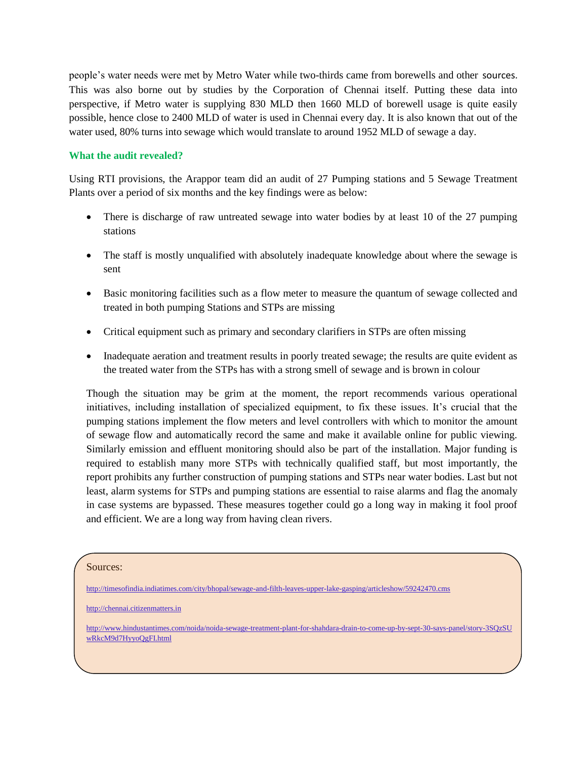people's water needs were met by Metro Water while two-thirds came from borewells and other sources. This was also borne out by studies by the Corporation of Chennai itself. Putting these data into perspective, if Metro water is supplying 830 MLD then 1660 MLD of borewell usage is quite easily possible, hence close to 2400 MLD of water is used in Chennai every day. It is also known that out of the water used, 80% turns into sewage which would translate to around 1952 MLD of sewage a day.

### What the audit revealed?

Using RTI provisions, the Arappor team did an audit of 27 Pumping stations and 5 Sewage Treatment Plants over a period of six months and the key findings were as below:

- There is discharge of raw untreated sewage into water bodies by at least 10 of the 27 pumping stations
- The staff is mostly unqualified with absolutely inadequate knowledge about where the sewage is sent
- Basic monitoring facilities such as a flow meter to measure the quantum of sewage collected and treated in both pumping Stations and STPs are missing
- Critical equipment such as primary and secondary clarifiers in STPs are often missing
- Inadequate aeration and treatment results in poorly treated sewage; the results are quite evident as the treated water from the STPs has with a strong smell of sewage and is brown in colour

Though the situation may be grim at the moment, the report recommends various operational initiatives, including installation of specialized equipment, to fix these issues. It's crucial that the pumping stations implement the flow meters and level controllers with which to monitor the amount of sewage flow and automatically record the same and make it available online for public viewing. Similarly emission and effluent monitoring should also be part of the installation. Major funding is required to establish many more STPs with technically qualified staff, but most importantly, the report prohibits any further construction of pumping stations and STPs near water bodies. Last but not least, alarm systems for STPs and pumping stations are essential to raise alarms and flag the anomaly in case systems are bypassed. These measures together could go a long way in making it fool proof and efficient. We are a long way from having clean rivers.

Sources:

http://timesofindia.indiatimes.com/city/bhopal/sewage-and-filth-leaves-upper-lake-gasping/articleshow/59242470.cms

http://chennai.citizenmatters.in

http://www.hindustantimes.com/noida/noida-sewage-treatment-plant-for-shahdara-drain-to-come-up-by-sept-30-says-panel/story-3SQzSUwRkcM9d7HyyoQgFI.html